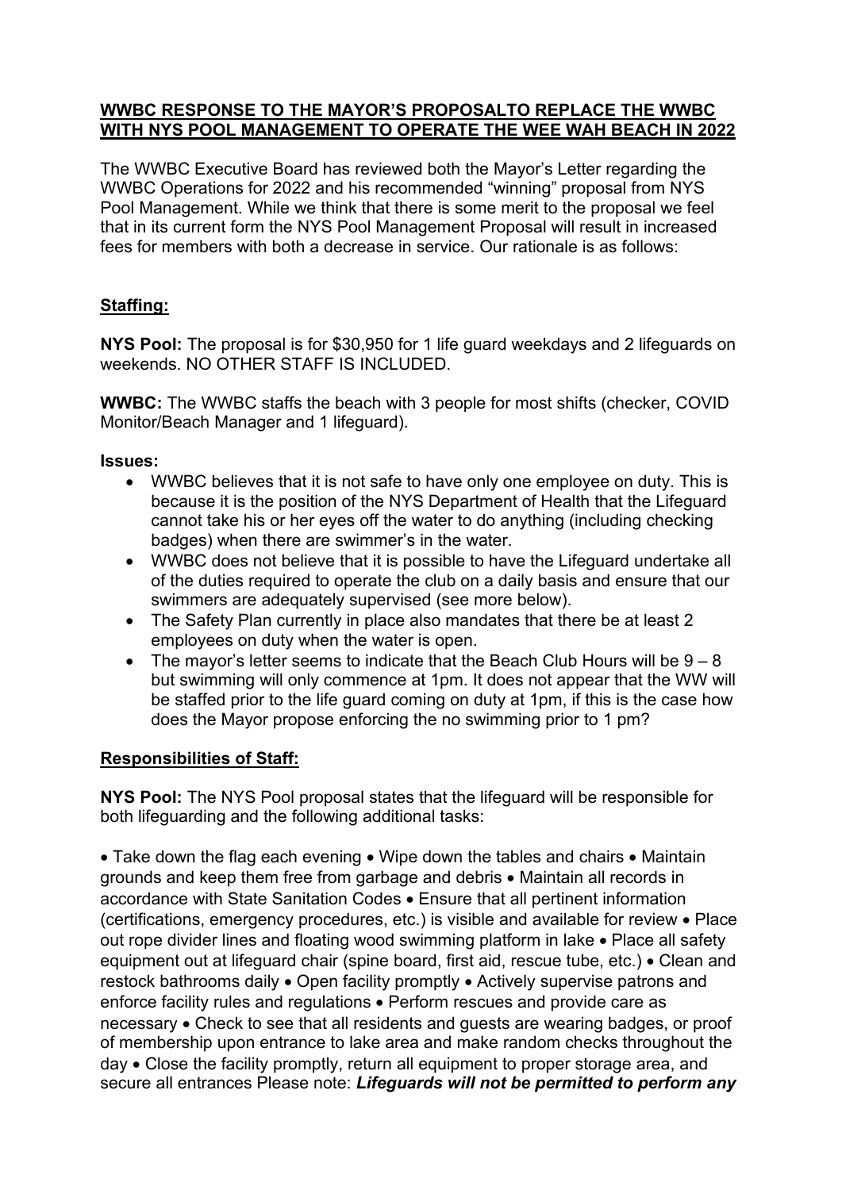## WWBC RESPONSE TO THE MAYOR'S PROPOSALTO REPLACE THE WWBC WITH NYS POOL MANAGEMENT TO OPERATE THE WEE WAH BEACH IN 2022

The WWBC Executive Board has reviewed both the Mayor's Letter regarding the WWBC Operations for 2022 and his recommended "winning" proposal from NYS Pool Management. While we think that there is some merit to the proposal we feel that in its current form the NYS Pool Management Proposal will result in increased fees for members with both a decrease in service. Our rationale is as follows:

### Staffing:

**NYS Pool:** The proposal is for $30,950 for 1 life guard weekdays and 2 lifeguards on weekends. NO OTHER STAFF IS INCLUDED.

**WWBC:** The WWBC staffs the beach with 3 people for most shifts (checker, COVID Monitor/Beach Manager and 1 lifeguard).

**Issues:**

- WWBC believes that it is not safe to have only one employee on duty. This is because it is the position of the NYS Department of Health that the Lifeguard cannot take his or her eyes off the water to do anything (including checking badges) when there are swimmer's in the water.
- WWBC does not believe that it is possible to have the Lifeguard undertake all of the duties required to operate the club on a daily basis and ensure that our swimmers are adequately supervised (see more below).
- The Safety Plan currently in place also mandates that there be at least 2 employees on duty when the water is open.
- The mayor's letter seems to indicate that the Beach Club Hours will be 9 – 8 but swimming will only commence at 1pm. It does not appear that the WW will be staffed prior to the life guard coming on duty at 1pm, if this is the case how does the Mayor propose enforcing the no swimming prior to 1 pm?

### Responsibilities of Staff:

**NYS Pool:** The NYS Pool proposal states that the lifeguard will be responsible for both lifeguarding and the following additional tasks:

• Take down the flag each evening • Wipe down the tables and chairs • Maintain grounds and keep them free from garbage and debris • Maintain all records in accordance with State Sanitation Codes • Ensure that all pertinent information (certifications, emergency procedures, etc.) is visible and available for review • Place out rope divider lines and floating wood swimming platform in lake • Place all safety equipment out at lifeguard chair (spine board, first aid, rescue tube, etc.) • Clean and restock bathrooms daily • Open facility promptly • Actively supervise patrons and enforce facility rules and regulations • Perform rescues and provide care as necessary • Check to see that all residents and guests are wearing badges, or proof of membership upon entrance to lake area and make random checks throughout the day • Close the facility promptly, return all equipment to proper storage area, and secure all entrances Please note: ***Lifeguards will not be permitted to perform any***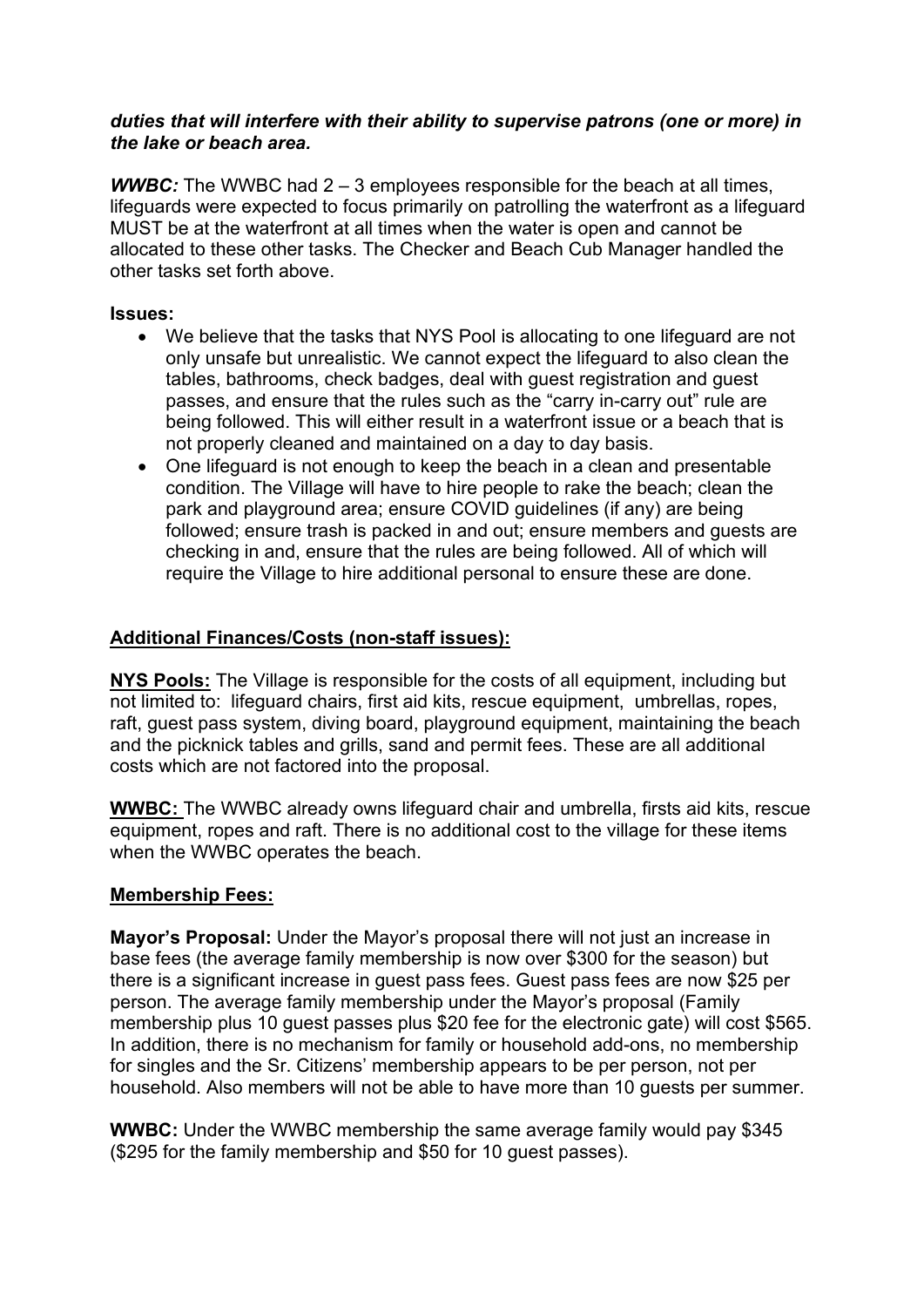***duties that will interfere with their ability to supervise patrons (one or more) in the lake or beach area.***

***WWBC:*** The WWBC had 2 – 3 employees responsible for the beach at all times, lifeguards were expected to focus primarily on patrolling the waterfront as a lifeguard MUST be at the waterfront at all times when the water is open and cannot be allocated to these other tasks. The Checker and Beach Cub Manager handled the other tasks set forth above.

**Issues:**

- We believe that the tasks that NYS Pool is allocating to one lifeguard are not only unsafe but unrealistic. We cannot expect the lifeguard to also clean the tables, bathrooms, check badges, deal with guest registration and guest passes, and ensure that the rules such as the "carry in-carry out" rule are being followed. This will either result in a waterfront issue or a beach that is not properly cleaned and maintained on a day to day basis.
- One lifeguard is not enough to keep the beach in a clean and presentable condition. The Village will have to hire people to rake the beach; clean the park and playground area; ensure COVID guidelines (if any) are being followed; ensure trash is packed in and out; ensure members and guests are checking in and, ensure that the rules are being followed. All of which will require the Village to hire additional personal to ensure these are done.

<u>**Additional Finances/Costs (non-staff issues):**</u>

<u>**NYS Pools:**</u> The Village is responsible for the costs of all equipment, including but not limited to: lifeguard chairs, first aid kits, rescue equipment, umbrellas, ropes, raft, guest pass system, diving board, playground equipment, maintaining the beach and the picknick tables and grills, sand and permit fees. These are all additional costs which are not factored into the proposal.

<u>**WWBC:**</u> The WWBC already owns lifeguard chair and umbrella, firsts aid kits, rescue equipment, ropes and raft. There is no additional cost to the village for these items when the WWBC operates the beach.

<u>**Membership Fees:**</u>

**Mayor's Proposal:** Under the Mayor's proposal there will not just an increase in base fees (the average family membership is now over $300 for the season) but there is a significant increase in guest pass fees. Guest pass fees are now $25 per person. The average family membership under the Mayor's proposal (Family membership plus 10 guest passes plus $20 fee for the electronic gate) will cost $565. In addition, there is no mechanism for family or household add-ons, no membership for singles and the Sr. Citizens' membership appears to be per person, not per household. Also members will not be able to have more than 10 guests per summer.

**WWBC:** Under the WWBC membership the same average family would pay $345 ($295 for the family membership and $50 for 10 guest passes).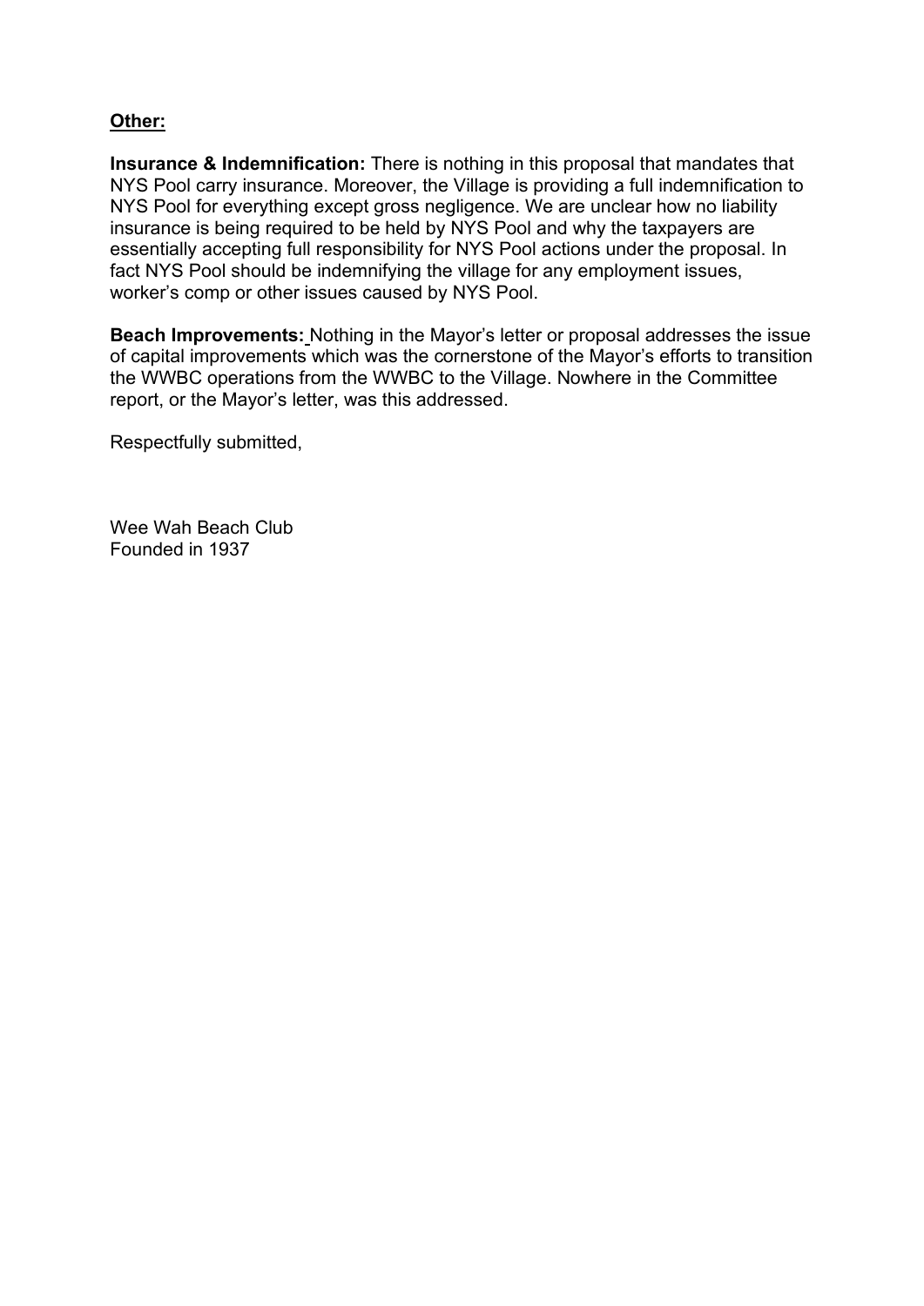**Other:**

**Insurance & Indemnification:** There is nothing in this proposal that mandates that NYS Pool carry insurance. Moreover, the Village is providing a full indemnification to NYS Pool for everything except gross negligence. We are unclear how no liability insurance is being required to be held by NYS Pool and why the taxpayers are essentially accepting full responsibility for NYS Pool actions under the proposal. In fact NYS Pool should be indemnifying the village for any employment issues, worker's comp or other issues caused by NYS Pool.

**Beach Improvements:** Nothing in the Mayor's letter or proposal addresses the issue of capital improvements which was the cornerstone of the Mayor's efforts to transition the WWBC operations from the WWBC to the Village. Nowhere in the Committee report, or the Mayor's letter, was this addressed.

Respectfully submitted,

Wee Wah Beach Club
Founded in 1937